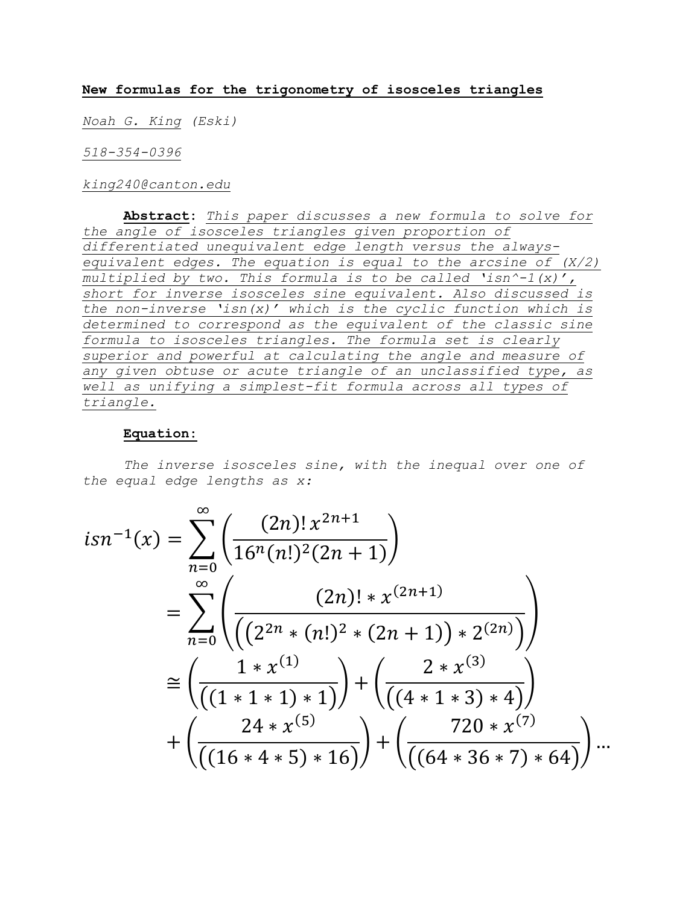**New formulas for the trigonometry of isosceles triangles**

*Noah G. King (Eski)*

*518-354-0396*

*king240@canton.edu*

**Abstract**: *This paper discusses a new formula to solve for the angle of isosceles triangles given proportion of differentiated unequivalent edge length versus the always-equivalent edges. The equation is equal to the arcsine of (X/2) multiplied by two. This formula is to be called 'isn^-1(x)', short for inverse isosceles sine equivalent. Also discussed is the non-inverse 'isn(x)' which is the cyclic function which is determined to correspond as the equivalent of the classic sine formula to isosceles triangles. The formula set is clearly superior and powerful at calculating the angle and measure of any given obtuse or acute triangle of an unclassified type, as well as unifying a simplest-fit formula across all types of triangle.*

**Equation:**

*The inverse isosceles sine, with the inequal over one of the equal edge lengths as x:*

$$
\begin{aligned}
isn^{-1}(x) &= \sum_{n=0}^{\infty}\left(\frac{(2n)!\,x^{2n+1}}{16^{n}(n!)^{2}(2n+1)}\right) \\
&= \sum_{n=0}^{\infty}\left(\frac{(2n)! * x^{(2n+1)}}{\left(\left(2^{2n} * (n!)^{2} * (2n+1)\right) * 2^{(2n)}\right)}\right) \\
&\cong \left(\frac{1 * x^{(1)}}{((1 * 1 * 1) * 1)}\right) + \left(\frac{2 * x^{(3)}}{((4 * 1 * 3) * 4)}\right) \\
&\quad + \left(\frac{24 * x^{(5)}}{((16 * 4 * 5) * 16)}\right) + \left(\frac{720 * x^{(7)}}{((64 * 36 * 7) * 64)}\right) \dots
\end{aligned}
$$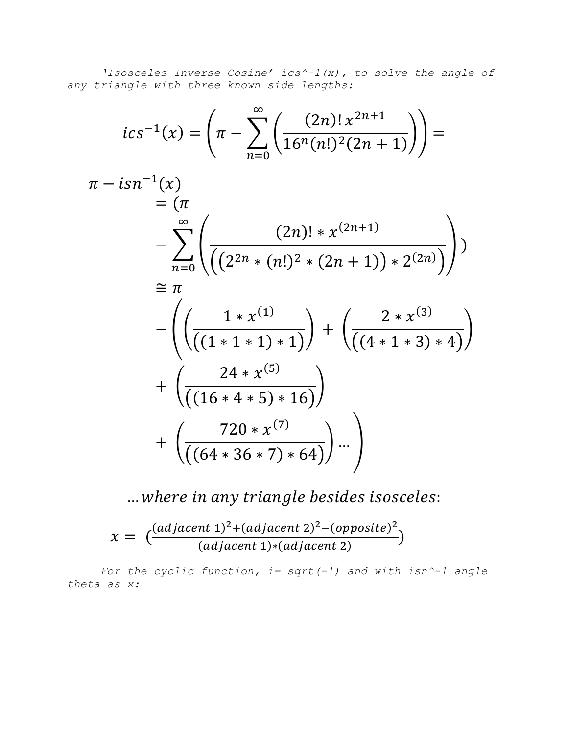*'Isosceles Inverse Cosine' ics^-1(x), to solve the angle of any triangle with three known side lengths:*

$$ics^{-1}(x) = \left(\pi - \sum_{n=0}^{\infty}\left(\frac{(2n)!\,x^{2n+1}}{16^n(n!)^2(2n+1)}\right)\right) =$$

$$\pi - isn^{-1}(x) = (\pi - \sum_{n=0}^{\infty}\left(\frac{(2n)! * x^{(2n+1)}}{\left(\left(2^{2n} * (n!)^2 * (2n+1)\right) * 2^{(2n)}\right)}\right))$$

$$\cong \pi - \left(\left(\frac{1 * x^{(1)}}{((1*1*1)*1)}\right) + \left(\frac{2 * x^{(3)}}{((4*1*3)*4)}\right) + \left(\frac{24 * x^{(5)}}{((16*4*5)*16)}\right) + \left(\frac{720 * x^{(7)}}{((64*36*7)*64)}\right)\ldots\right)$$

$\ldots$*where in any triangle besides isosceles*:

$$x = \left(\frac{(adjacent\ 1)^2 + (adjacent\ 2)^2 - (opposite)^2}{(adjacent\ 1)*(adjacent\ 2)}\right)$$

*For the cyclic function, i= sqrt(-1) and with isn^-1 angle theta as x:*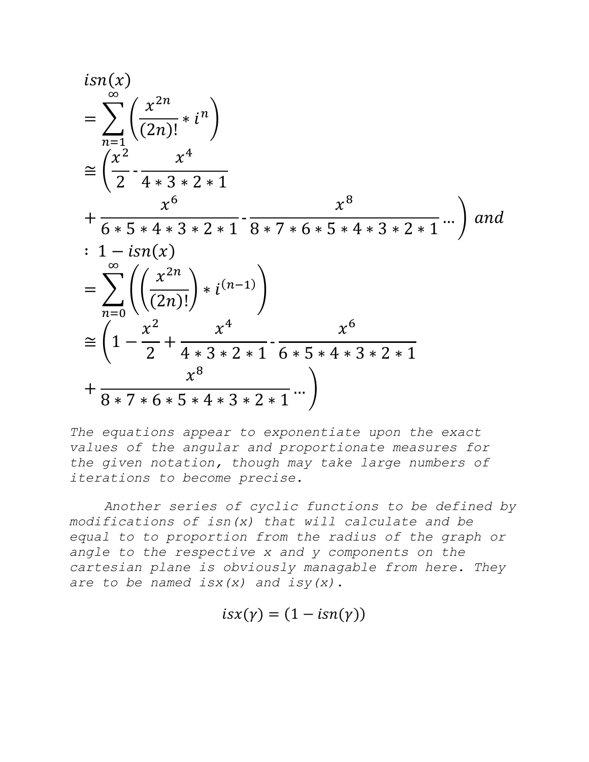$$
\begin{aligned}
& isn(x) \\
& = \sum_{n=1}^{\infty} \left( \frac{x^{2n}}{(2n)!} * i^{n} \right) \\
& \cong \left( \frac{x^2}{2} - \frac{x^4}{4*3*2*1} \right. \\
& \left. + \frac{x^6}{6*5*4*3*2*1} - \frac{x^8}{8*7*6*5*4*3*2*1} \ldots \right) \; and \\
& :\; 1 - isn(x) \\
& = \sum_{n=0}^{\infty} \left( \left( \frac{x^{2n}}{(2n)!} \right) * i^{(n-1)} \right) \\
& \cong \left( 1 - \frac{x^2}{2} + \frac{x^4}{4*3*2*1} - \frac{x^6}{6*5*4*3*2*1} \right. \\
& \left. + \frac{x^8}{8*7*6*5*4*3*2*1} \ldots \right)
\end{aligned}
$$

*The equations appear to exponentiate upon the exact values of the angular and proportionate measures for the given notation, though may take large numbers of iterations to become precise.*

*Another series of cyclic functions to be defined by modifications of isn(x) that will calculate and be equal to to proportion from the radius of the graph or angle to the respective x and y components on the cartesian plane is obviously managable from here. They are to be named isx(x) and isy(x).*

$$
isx(\gamma) = (1 - isn(\gamma))
$$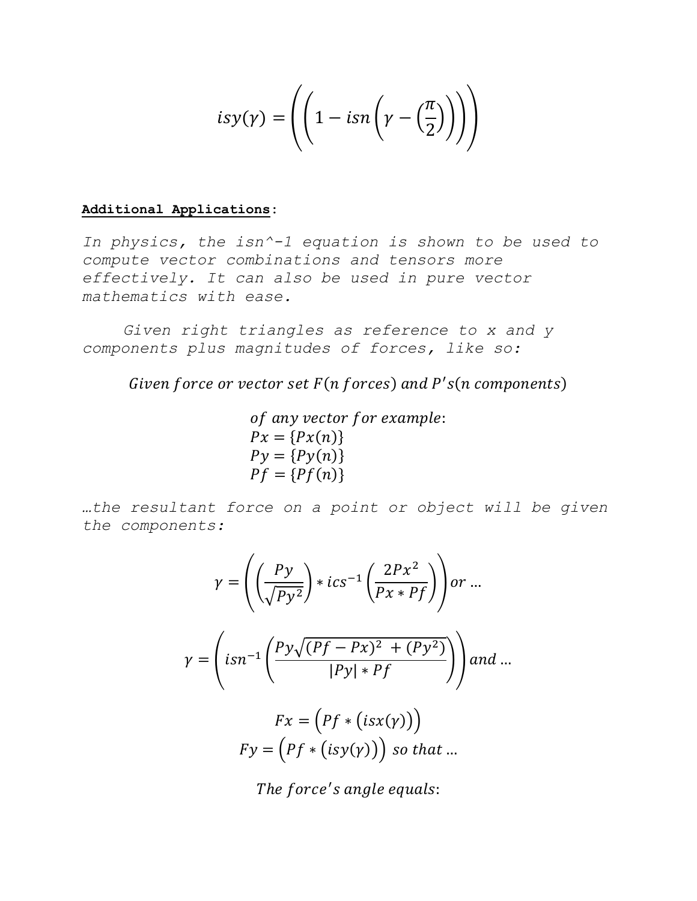$$isy(\gamma) = \left(\left(1 - isn\left(\gamma - \left(\frac{\pi}{2}\right)\right)\right)\right)$$

**Additional Applications**:

*In physics, the isn^-1 equation is shown to be used to compute vector combinations and tensors more effectively. It can also be used in pure vector mathematics with ease.*

*Given right triangles as reference to x and y components plus magnitudes of forces, like so:*

$$Given\ force\ or\ vector\ set\ F(n\ forces)\ and\ P's(n\ components)$$

$$\begin{aligned} &of\ any\ vector\ for\ example: \\ &Px = \{Px(n)\} \\ &Py = \{Py(n)\} \\ &Pf = \{Pf(n)\} \end{aligned}$$

*…the resultant force on a point or object will be given the components:*

$$\gamma = \left(\left(\frac{Py}{\sqrt{Py^2}}\right) * ics^{-1}\left(\frac{2Px^2}{Px * Pf}\right)\right) or\ …$$

$$\gamma = \left(isn^{-1}\left(\frac{Py\sqrt{(Pf - Px)^2 + (Py^2)}}{|Py| * Pf}\right)\right) and\ …$$

$$Fx = \left(Pf * \left(isx(\gamma)\right)\right)$$
$$Fy = \left(Pf * \left(isy(\gamma)\right)\right)\ so\ that\ …$$

$$The\ force's\ angle\ equals:$$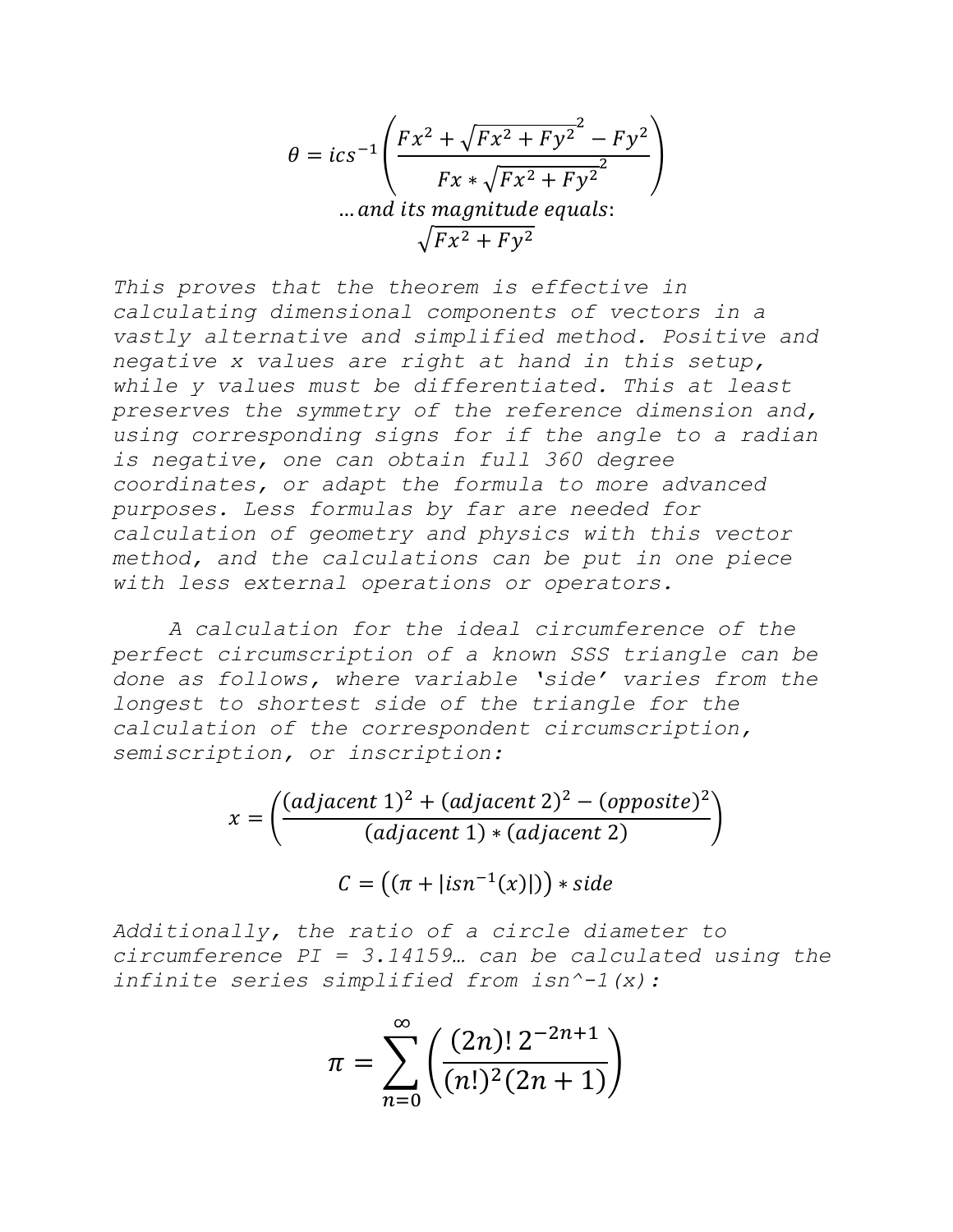$$\theta = ics^{-1}\left(\frac{Fx^2 + \sqrt{Fx^2 + Fy^2}^2 - Fy^2}{Fx * \sqrt{Fx^2 + Fy^2}^2}\right)$$

*…and its magnitude equals:*

$$\sqrt{Fx^2 + Fy^2}$$

*This proves that the theorem is effective in calculating dimensional components of vectors in a vastly alternative and simplified method. Positive and negative x values are right at hand in this setup, while y values must be differentiated. This at least preserves the symmetry of the reference dimension and, using corresponding signs for if the angle to a radian is negative, one can obtain full 360 degree coordinates, or adapt the formula to more advanced purposes. Less formulas by far are needed for calculation of geometry and physics with this vector method, and the calculations can be put in one piece with less external operations or operators.*

*A calculation for the ideal circumference of the perfect circumscription of a known SSS triangle can be done as follows, where variable 'side' varies from the longest to shortest side of the triangle for the calculation of the correspondent circumscription, semiscription, or inscription:*

$$x = \left(\frac{(adjacent\ 1)^2 + (adjacent\ 2)^2 - (opposite)^2}{(adjacent\ 1) * (adjacent\ 2)}\right)$$

$$C = \left((\pi + |isn^{-1}(x)|)\right) * side$$

*Additionally, the ratio of a circle diameter to circumference PI = 3.14159… can be calculated using the infinite series simplified from isn^-1(x):*

$$\pi = \sum_{n=0}^{\infty}\left(\frac{(2n)!\, 2^{-2n+1}}{(n!)^2(2n+1)}\right)$$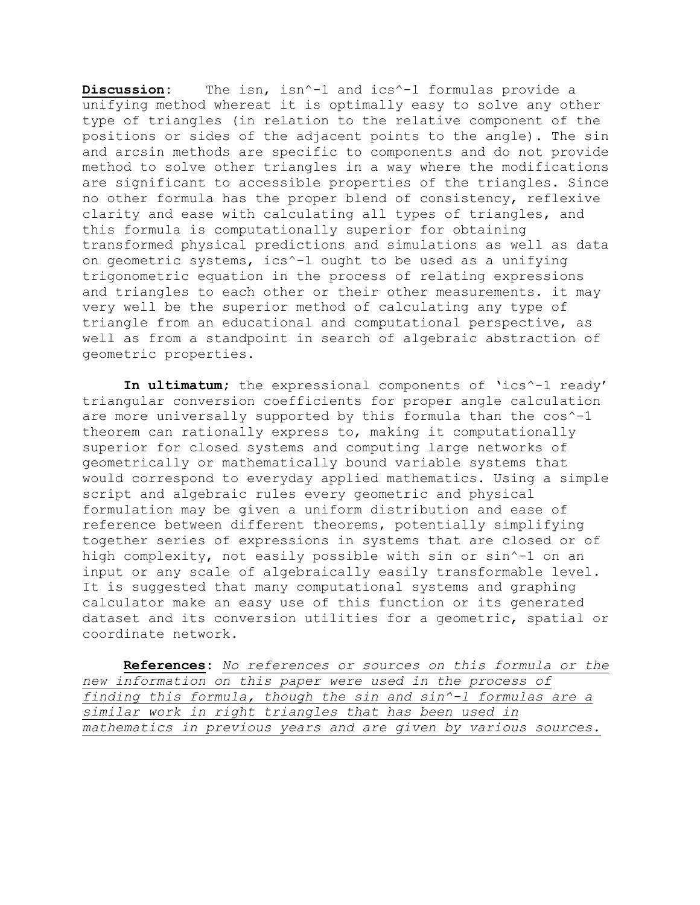**Discussion**: The isn, isn^-1 and ics^-1 formulas provide a unifying method whereat it is optimally easy to solve any other type of triangles (in relation to the relative component of the positions or sides of the adjacent points to the angle). The sin and arcsin methods are specific to components and do not provide method to solve other triangles in a way where the modifications are significant to accessible properties of the triangles. Since no other formula has the proper blend of consistency, reflexive clarity and ease with calculating all types of triangles, and this formula is computationally superior for obtaining transformed physical predictions and simulations as well as data on geometric systems, ics^-1 ought to be used as a unifying trigonometric equation in the process of relating expressions and triangles to each other or their other measurements. it may very well be the superior method of calculating any type of triangle from an educational and computational perspective, as well as from a standpoint in search of algebraic abstraction of geometric properties.

**In ultimatum**; the expressional components of 'ics^-1 ready' triangular conversion coefficients for proper angle calculation are more universally supported by this formula than the cos^-1 theorem can rationally express to, making it computationally superior for closed systems and computing large networks of geometrically or mathematically bound variable systems that would correspond to everyday applied mathematics. Using a simple script and algebraic rules every geometric and physical formulation may be given a uniform distribution and ease of reference between different theorems, potentially simplifying together series of expressions in systems that are closed or of high complexity, not easily possible with sin or sin^-1 on an input or any scale of algebraically easily transformable level. It is suggested that many computational systems and graphing calculator make an easy use of this function or its generated dataset and its conversion utilities for a geometric, spatial or coordinate network.

**References**: *No references or sources on this formula or the new information on this paper were used in the process of finding this formula, though the sin and sin^-1 formulas are a similar work in right triangles that has been used in mathematics in previous years and are given by various sources.*